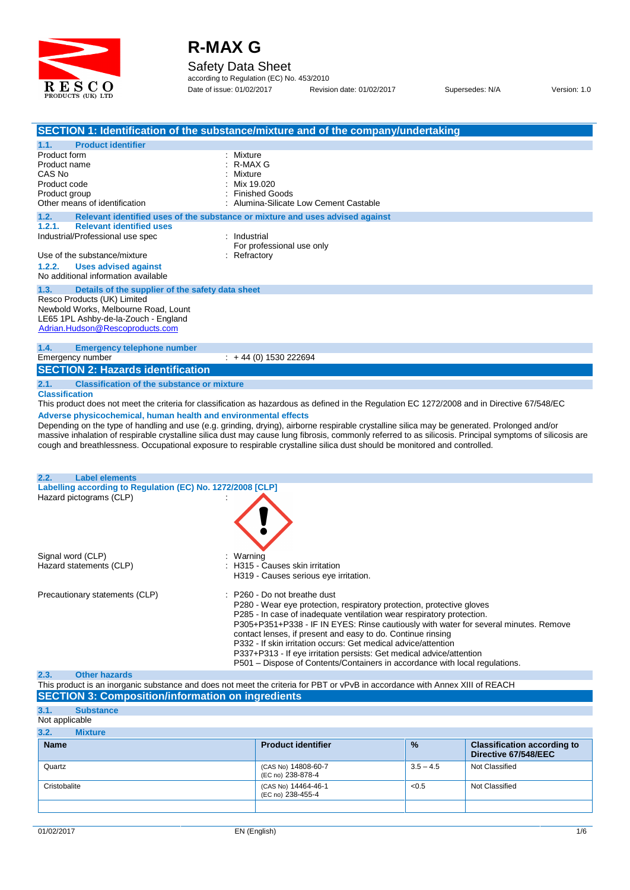# R-MAX G

Safety Data Sheet

according to Regulation (EC) No. 453/2010

Date of issue: 01/02/2017 Revision date: 01/02/2017 Supersedes: N/A Version: 1.0

## SECTION 1: Identification of the substance/mixture and of the company/undertaking

### 1.1. Product identifier

| | |
|---|---|
| Product form | : Mixture |
| Product name | : R-MAX G |
| CAS No | : Mixture |
| Product code | : Mix 19.020 |
| Product group | : Finished Goods |
| Other means of identification | : Alumina-Silicate Low Cement Castable |

### 1.2. Relevant identified uses of the substance or mixture and uses advised against

#### 1.2.1. Relevant identified uses

| | |
|---|---|
| Industrial/Professional use spec | : Industrial<br>For professional use only |
| Use of the substance/mixture | : Refractory |

#### 1.2.2. Uses advised against

No additional information available

### 1.3. Details of the supplier of the safety data sheet

Resco Products (UK) Limited
Newbold Works, Melbourne Road, Lount
LE65 1PL Ashby-de-la-Zouch - England
Adrian.Hudson@Rescoproducts.com

### 1.4. Emergency telephone number

Emergency number : + 44 (0) 1530 222694

## SECTION 2: Hazards identification

### 2.1. Classification of the substance or mixture

**Classification**

This product does not meet the criteria for classification as hazardous as defined in the Regulation EC 1272/2008 and in Directive 67/548/EC

**Adverse physicochemical, human health and environmental effects**

Depending on the type of handling and use (e.g. grinding, drying), airborne respirable crystalline silica may be generated. Prolonged and/or massive inhalation of respirable crystalline silica dust may cause lung fibrosis, commonly referred to as silicosis. Principal symptoms of silicosis are cough and breathlessness. Occupational exposure to respirable crystalline silica dust should be monitored and controlled.

### 2.2. Label elements

**Labelling according to Regulation (EC) No. 1272/2008 [CLP]**

Hazard pictograms (CLP) :

| | |
|---|---|
| Signal word (CLP) | : Warning |
| Hazard statements (CLP) | : H315 - Causes skin irritation<br>H319 - Causes serious eye irritation. |
| Precautionary statements (CLP) | : P260 - Do not breathe dust<br>P280 - Wear eye protection, respiratory protection, protective gloves<br>P285 - In case of inadequate ventilation wear respiratory protection.<br>P305+P351+P338 - IF IN EYES: Rinse cautiously with water for several minutes. Remove contact lenses, if present and easy to do. Continue rinsing<br>P332 - If skin irritation occurs: Get medical advice/attention<br>P337+P313 - If eye irritation persists: Get medical advice/attention<br>P501 – Dispose of Contents/Containers in accordance with local regulations. |

### 2.3. Other hazards

This product is an inorganic substance and does not meet the criteria for PBT or vPvB in accordance with Annex XIII of REACH

## SECTION 3: Composition/information on ingredients

### 3.1. Substance

Not applicable

### 3.2. Mixture

| Name | Product identifier | % | Classification according to Directive 67/548/EEC |
|---|---|---|---|
| Quartz | (CAS No) 14808-60-7<br>(EC no) 238-878-4 | 3.5 – 4.5 | Not Classified |
| Cristobalite | (CAS No) 14464-46-1<br>(EC no) 238-455-4 | <0.5 | Not Classified |
| | | | |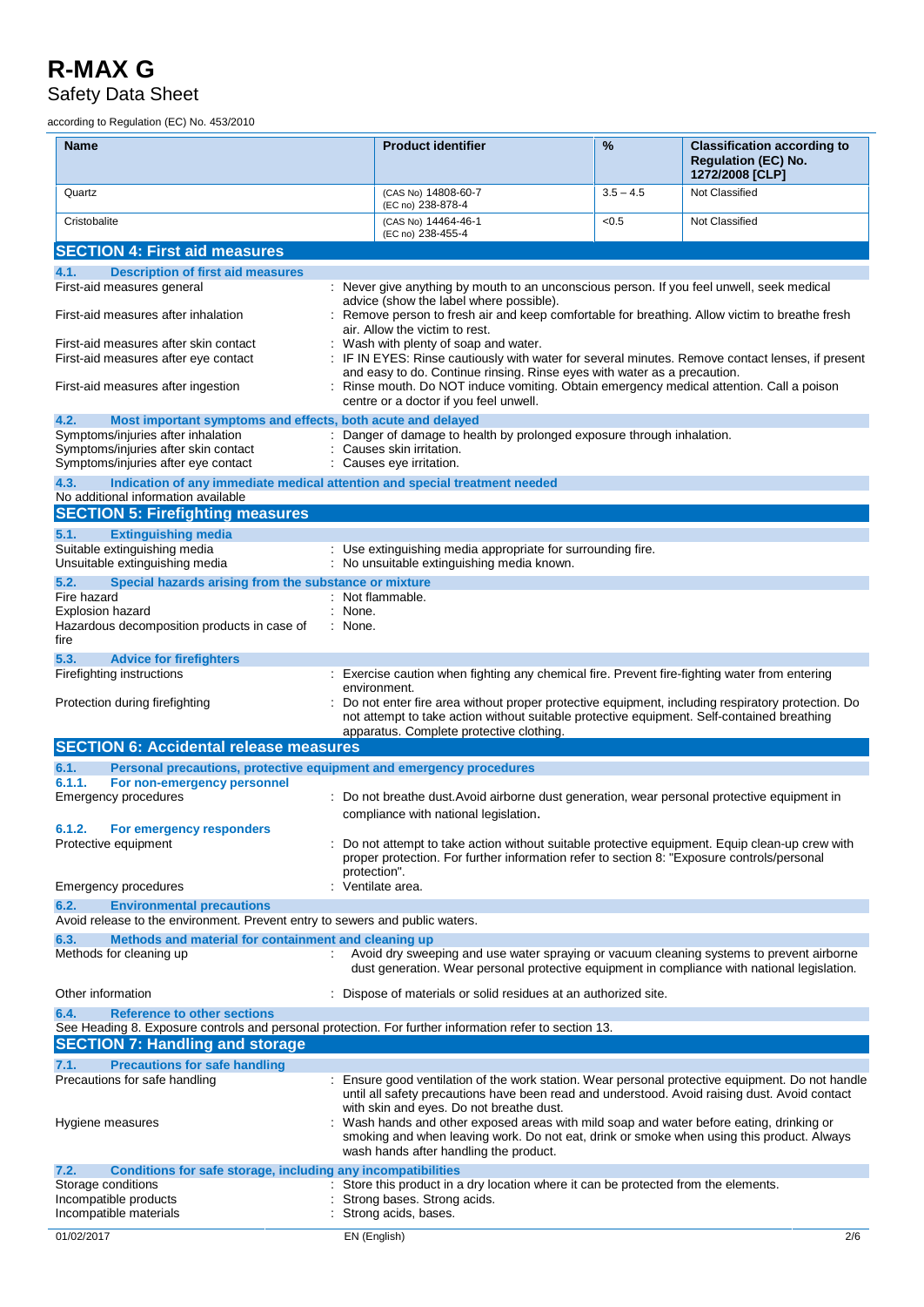| Name | Product identifier | % | Classification according to Regulation (EC) No. 1272/2008 [CLP] |
|---|---|---|---|
| Quartz | (CAS No) 14808-60-7 (EC no) 238-878-4 | 3.5 – 4.5 | Not Classified |
| Cristobalite | (CAS No) 14464-46-1 (EC no) 238-455-4 | <0.5 | Not Classified |

## SECTION 4: First aid measures

### 4.1. Description of first aid measures

First-aid measures general : Never give anything by mouth to an unconscious person. If you feel unwell, seek medical advice (show the label where possible).

First-aid measures after inhalation : Remove person to fresh air and keep comfortable for breathing. Allow victim to breathe fresh air. Allow the victim to rest.

First-aid measures after skin contact : Wash with plenty of soap and water.

First-aid measures after eye contact : IF IN EYES: Rinse cautiously with water for several minutes. Remove contact lenses, if present and easy to do. Continue rinsing. Rinse eyes with water as a precaution.

First-aid measures after ingestion : Rinse mouth. Do NOT induce vomiting. Obtain emergency medical attention. Call a poison centre or a doctor if you feel unwell.

### 4.2. Most important symptoms and effects, both acute and delayed

Symptoms/injuries after inhalation : Danger of damage to health by prolonged exposure through inhalation.

Symptoms/injuries after skin contact : Causes skin irritation.

Symptoms/injuries after eye contact : Causes eye irritation.

### 4.3. Indication of any immediate medical attention and special treatment needed

No additional information available

## SECTION 5: Firefighting measures

### 5.1. Extinguishing media

Suitable extinguishing media : Use extinguishing media appropriate for surrounding fire.

Unsuitable extinguishing media : No unsuitable extinguishing media known.

### 5.2. Special hazards arising from the substance or mixture

Fire hazard : Not flammable.

Explosion hazard : None.

Hazardous decomposition products in case of fire : None.

### 5.3. Advice for firefighters

Firefighting instructions : Exercise caution when fighting any chemical fire. Prevent fire-fighting water from entering environment.

Protection during firefighting : Do not enter fire area without proper protective equipment, including respiratory protection. Do not attempt to take action without suitable protective equipment. Self-contained breathing apparatus. Complete protective clothing.

## SECTION 6: Accidental release measures

### 6.1. Personal precautions, protective equipment and emergency procedures

#### 6.1.1. For non-emergency personnel

Emergency procedures : Do not breathe dust.Avoid airborne dust generation, wear personal protective equipment in compliance with national legislation.

#### 6.1.2. For emergency responders

Protective equipment : Do not attempt to take action without suitable protective equipment. Equip clean-up crew with proper protection. For further information refer to section 8: "Exposure controls/personal protection".

Emergency procedures : Ventilate area.

### 6.2. Environmental precautions

Avoid release to the environment. Prevent entry to sewers and public waters.

### 6.3. Methods and material for containment and cleaning up

Methods for cleaning up : Avoid dry sweeping and use water spraying or vacuum cleaning systems to prevent airborne dust generation. Wear personal protective equipment in compliance with national legislation.

Other information : Dispose of materials or solid residues at an authorized site.

### 6.4. Reference to other sections

See Heading 8. Exposure controls and personal protection. For further information refer to section 13.

## SECTION 7: Handling and storage

### 7.1. Precautions for safe handling

Precautions for safe handling : Ensure good ventilation of the work station. Wear personal protective equipment. Do not handle until all safety precautions have been read and understood. Avoid raising dust. Avoid contact with skin and eyes. Do not breathe dust.

Hygiene measures : Wash hands and other exposed areas with mild soap and water before eating, drinking or smoking and when leaving work. Do not eat, drink or smoke when using this product. Always wash hands after handling the product.

### 7.2. Conditions for safe storage, including any incompatibilities

Storage conditions : Store this product in a dry location where it can be protected from the elements.

Incompatible products : Strong bases. Strong acids.

Incompatible materials : Strong acids, bases.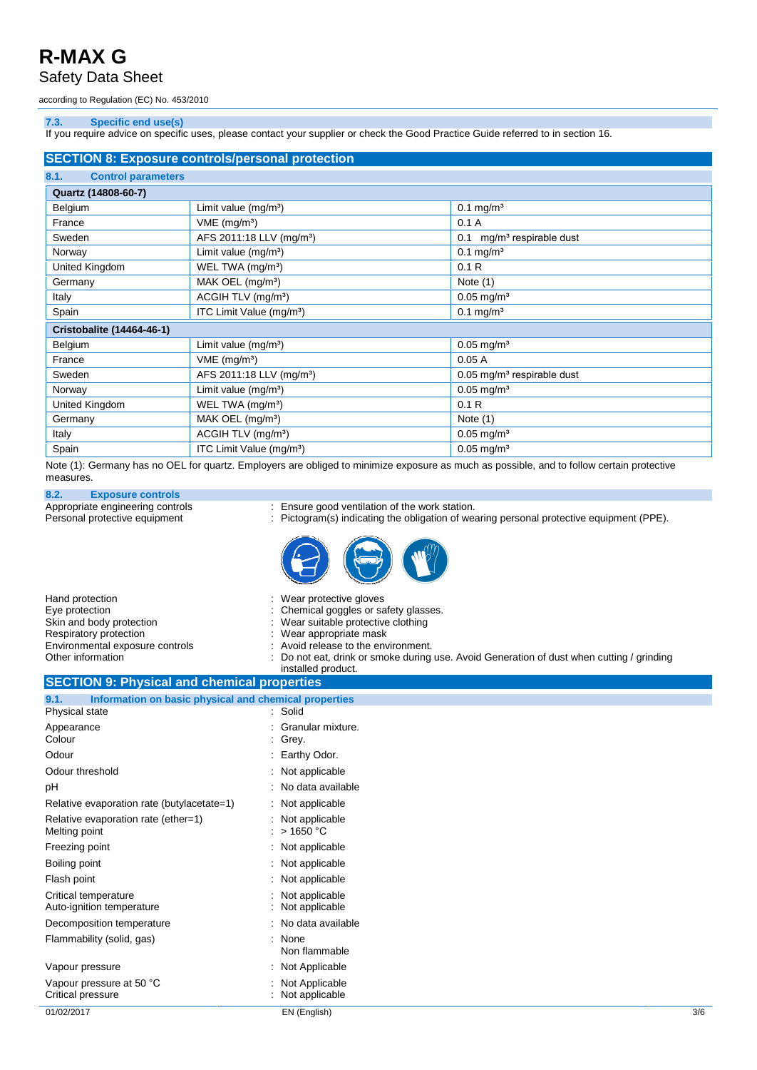### 7.3. Specific end use(s)

If you require advice on specific uses, please contact your supplier or check the Good Practice Guide referred to in section 16.

## SECTION 8: Exposure controls/personal protection

### 8.1. Control parameters

| Quartz (14808-60-7) | | |
|---|---|---|
| Belgium | Limit value (mg/m³) | 0.1 mg/m³ |
| France | VME (mg/m³) | 0.1 A |
| Sweden | AFS 2011:18 LLV (mg/m³) | 0.1 mg/m³ respirable dust |
| Norway | Limit value (mg/m³) | 0.1 mg/m³ |
| United Kingdom | WEL TWA (mg/m³) | 0.1 R |
| Germany | MAK OEL (mg/m³) | Note (1) |
| Italy | ACGIH TLV (mg/m³) | 0.05 mg/m³ |
| Spain | ITC Limit Value (mg/m³) | 0.1 mg/m³ |

| Cristobalite (14464-46-1) | | |
|---|---|---|
| Belgium | Limit value (mg/m³) | 0.05 mg/m³ |
| France | VME (mg/m³) | 0.05 A |
| Sweden | AFS 2011:18 LLV (mg/m³) | 0.05 mg/m³ respirable dust |
| Norway | Limit value (mg/m³) | 0.05 mg/m³ |
| United Kingdom | WEL TWA (mg/m³) | 0.1 R |
| Germany | MAK OEL (mg/m³) | Note (1) |
| Italy | ACGIH TLV (mg/m³) | 0.05 mg/m³ |
| Spain | ITC Limit Value (mg/m³) | 0.05 mg/m³ |

Note (1): Germany has no OEL for quartz. Employers are obliged to minimize exposure as much as possible, and to follow certain protective measures.

### 8.2. Exposure controls

Appropriate engineering controls : Ensure good ventilation of the work station.

Personal protective equipment : Pictogram(s) indicating the obligation of wearing personal protective equipment (PPE).

Hand protection : Wear protective gloves

Eye protection : Chemical goggles or safety glasses.

Skin and body protection : Wear suitable protective clothing

Respiratory protection : Wear appropriate mask

Environmental exposure controls : Avoid release to the environment.

Other information : Do not eat, drink or smoke during use. Avoid Generation of dust when cutting / grinding installed product.

## SECTION 9: Physical and chemical properties

### 9.1. Information on basic physical and chemical properties

| | |
|---|---|
| Physical state | : Solid |
| Appearance | : Granular mixture. |
| Colour | : Grey. |
| Odour | : Earthy Odor. |
| Odour threshold | : Not applicable |
| pH | : No data available |
| Relative evaporation rate (butylacetate=1) | : Not applicable |
| Relative evaporation rate (ether=1) | : Not applicable |
| Melting point | : > 1650 °C |
| Freezing point | : Not applicable |
| Boiling point | : Not applicable |
| Flash point | : Not applicable |
| Critical temperature | : Not applicable |
| Auto-ignition temperature | : Not applicable |
| Decomposition temperature | : No data available |
| Flammability (solid, gas) | : None<br>Non flammable |
| Vapour pressure | : Not Applicable |
| Vapour pressure at 50 °C | : Not Applicable |
| Critical pressure | : Not applicable |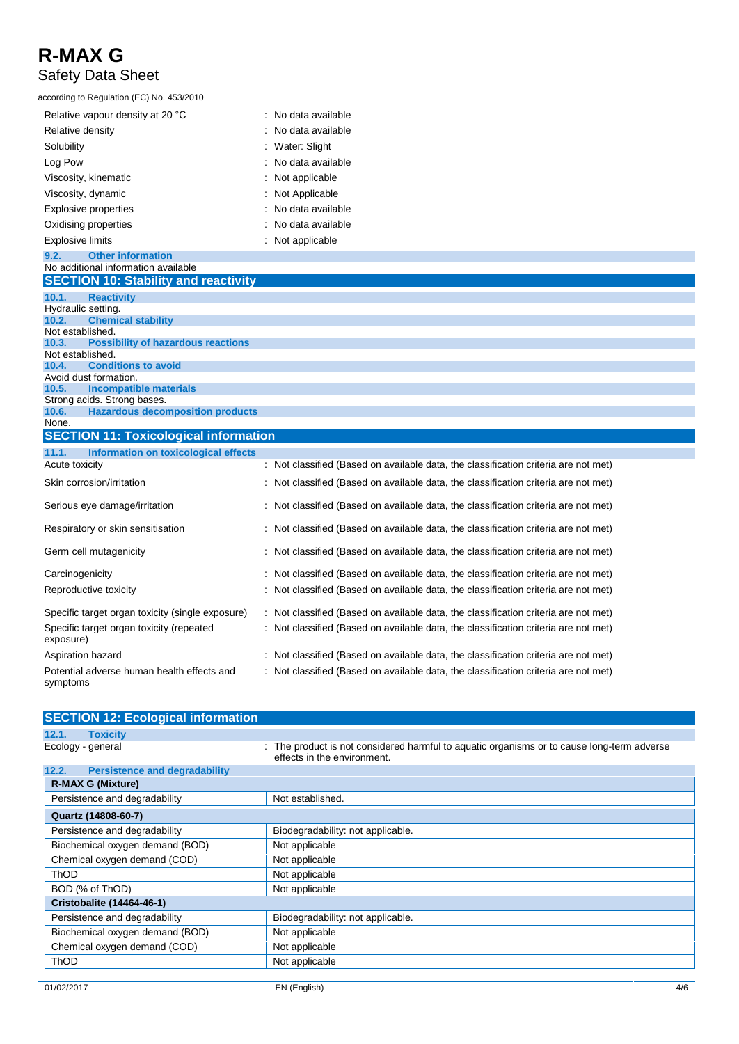| | |
|---|---|
| Relative vapour density at 20 °C | : No data available |
| Relative density | : No data available |
| Solubility | : Water: Slight |
| Log Pow | : No data available |
| Viscosity, kinematic | : Not applicable |
| Viscosity, dynamic | : Not Applicable |
| Explosive properties | : No data available |
| Oxidising properties | : No data available |
| Explosive limits | : Not applicable |

### 9.2. Other information

No additional information available

## SECTION 10: Stability and reactivity

### 10.1. Reactivity

Hydraulic setting.

### 10.2. Chemical stability

Not established.

### 10.3. Possibility of hazardous reactions

Not established.

### 10.4. Conditions to avoid

Avoid dust formation.

### 10.5. Incompatible materials

Strong acids. Strong bases.

### 10.6. Hazardous decomposition products

None.

## SECTION 11: Toxicological information

### 11.1. Information on toxicological effects

| | |
|---|---|
| Acute toxicity | : Not classified (Based on available data, the classification criteria are not met) |
| Skin corrosion/irritation | : Not classified (Based on available data, the classification criteria are not met) |
| Serious eye damage/irritation | : Not classified (Based on available data, the classification criteria are not met) |
| Respiratory or skin sensitisation | : Not classified (Based on available data, the classification criteria are not met) |
| Germ cell mutagenicity | : Not classified (Based on available data, the classification criteria are not met) |
| Carcinogenicity | : Not classified (Based on available data, the classification criteria are not met) |
| Reproductive toxicity | : Not classified (Based on available data, the classification criteria are not met) |
| Specific target organ toxicity (single exposure) | : Not classified (Based on available data, the classification criteria are not met) |
| Specific target organ toxicity (repeated exposure) | : Not classified (Based on available data, the classification criteria are not met) |
| Aspiration hazard | : Not classified (Based on available data, the classification criteria are not met) |
| Potential adverse human health effects and symptoms | : Not classified (Based on available data, the classification criteria are not met) |

## SECTION 12: Ecological information

### 12.1. Toxicity

| | |
|---|---|
| Ecology - general | : The product is not considered harmful to aquatic organisms or to cause long-term adverse effects in the environment. |

### 12.2. Persistence and degradability

| **R-MAX G (Mixture)** | |
|---|---|
| Persistence and degradability | Not established. |
| **Quartz (14808-60-7)** | |
| Persistence and degradability | Biodegradability: not applicable. |
| Biochemical oxygen demand (BOD) | Not applicable |
| Chemical oxygen demand (COD) | Not applicable |
| ThOD | Not applicable |
| BOD (% of ThOD) | Not applicable |
| **Cristobalite (14464-46-1)** | |
| Persistence and degradability | Biodegradability: not applicable. |
| Biochemical oxygen demand (BOD) | Not applicable |
| Chemical oxygen demand (COD) | Not applicable |
| ThOD | Not applicable |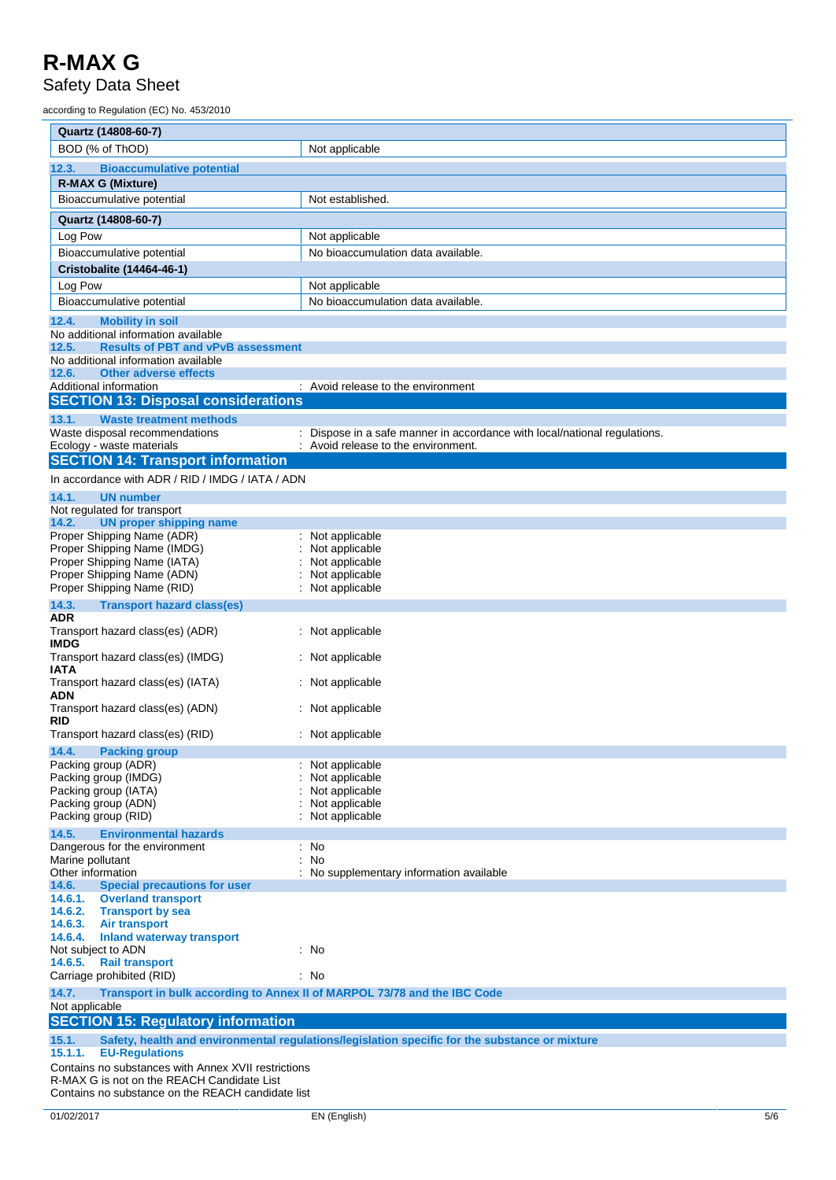| Quartz (14808-60-7) | |
| --- | --- |
| BOD (% of ThOD) | Not applicable |

### 12.3. Bioaccumulative potential

| R-MAX G (Mixture) | |
| --- | --- |
| Bioaccumulative potential | Not established. |

| Quartz (14808-60-7) | |
| --- | --- |
| Log Pow | Not applicable |
| Bioaccumulative potential | No bioaccumulation data available. |
| **Cristobalite (14464-46-1)** | |
| Log Pow | Not applicable |
| Bioaccumulative potential | No bioaccumulation data available. |

### 12.4. Mobility in soil

No additional information available

### 12.5. Results of PBT and vPvB assessment

No additional information available

### 12.6. Other adverse effects

Additional information : Avoid release to the environment

## SECTION 13: Disposal considerations

### 13.1. Waste treatment methods

Waste disposal recommendations : Dispose in a safe manner in accordance with local/national regulations.
Ecology - waste materials : Avoid release to the environment.

## SECTION 14: Transport information

In accordance with ADR / RID / IMDG / IATA / ADN

### 14.1. UN number

Not regulated for transport

### 14.2. UN proper shipping name

Proper Shipping Name (ADR) : Not applicable
Proper Shipping Name (IMDG) : Not applicable
Proper Shipping Name (IATA) : Not applicable
Proper Shipping Name (ADN) : Not applicable
Proper Shipping Name (RID) : Not applicable

### 14.3. Transport hazard class(es)

**ADR**
Transport hazard class(es) (ADR) : Not applicable
**IMDG**
Transport hazard class(es) (IMDG) : Not applicable
**IATA**
Transport hazard class(es) (IATA) : Not applicable
**ADN**
Transport hazard class(es) (ADN) : Not applicable
**RID**
Transport hazard class(es) (RID) : Not applicable

### 14.4. Packing group

Packing group (ADR) : Not applicable
Packing group (IMDG) : Not applicable
Packing group (IATA) : Not applicable
Packing group (ADN) : Not applicable
Packing group (RID) : Not applicable

### 14.5. Environmental hazards

Dangerous for the environment : No
Marine pollutant : No
Other information : No supplementary information available

### 14.6. Special precautions for user

#### 14.6.1. Overland transport

#### 14.6.2. Transport by sea

#### 14.6.3. Air transport

#### 14.6.4. Inland waterway transport

Not subject to ADN : No

#### 14.6.5. Rail transport

Carriage prohibited (RID) : No

### 14.7. Transport in bulk according to Annex II of MARPOL 73/78 and the IBC Code

Not applicable

## SECTION 15: Regulatory information

### 15.1. Safety, health and environmental regulations/legislation specific for the substance or mixture

#### 15.1.1. EU-Regulations

Contains no substances with Annex XVII restrictions
R-MAX G is not on the REACH Candidate List
Contains no substance on the REACH candidate list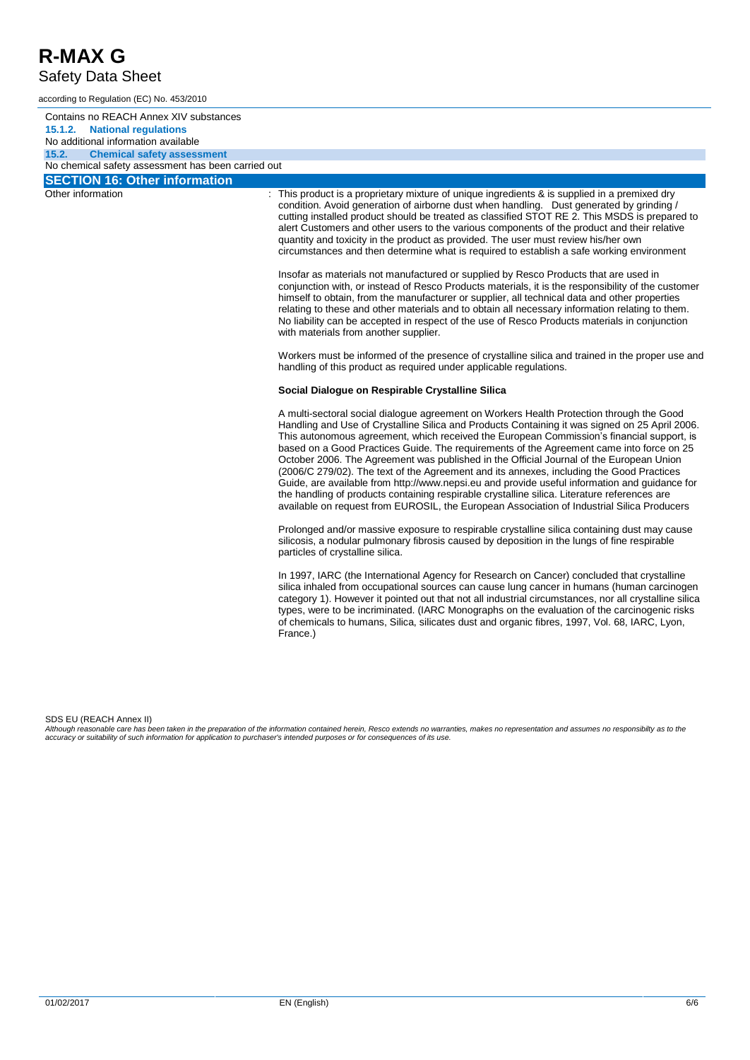Contains no REACH Annex XIV substances

### 15.1.2. National regulations

No additional information available

### 15.2. Chemical safety assessment

No chemical safety assessment has been carried out

## SECTION 16: Other information

Other information : This product is a proprietary mixture of unique ingredients & is supplied in a premixed dry condition. Avoid generation of airborne dust when handling. Dust generated by grinding / cutting installed product should be treated as classified STOT RE 2. This MSDS is prepared to alert Customers and other users to the various components of the product and their relative quantity and toxicity in the product as provided. The user must review his/her own circumstances and then determine what is required to establish a safe working environment

Insofar as materials not manufactured or supplied by Resco Products that are used in conjunction with, or instead of Resco Products materials, it is the responsibility of the customer himself to obtain, from the manufacturer or supplier, all technical data and other properties relating to these and other materials and to obtain all necessary information relating to them. No liability can be accepted in respect of the use of Resco Products materials in conjunction with materials from another supplier.

Workers must be informed of the presence of crystalline silica and trained in the proper use and handling of this product as required under applicable regulations.

**Social Dialogue on Respirable Crystalline Silica**

A multi-sectoral social dialogue agreement on Workers Health Protection through the Good Handling and Use of Crystalline Silica and Products Containing it was signed on 25 April 2006. This autonomous agreement, which received the European Commission's financial support, is based on a Good Practices Guide. The requirements of the Agreement came into force on 25 October 2006. The Agreement was published in the Official Journal of the European Union (2006/C 279/02). The text of the Agreement and its annexes, including the Good Practices Guide, are available from http://www.nepsi.eu and provide useful information and guidance for the handling of products containing respirable crystalline silica. Literature references are available on request from EUROSIL, the European Association of Industrial Silica Producers

Prolonged and/or massive exposure to respirable crystalline silica containing dust may cause silicosis, a nodular pulmonary fibrosis caused by deposition in the lungs of fine respirable particles of crystalline silica.

In 1997, IARC (the International Agency for Research on Cancer) concluded that crystalline silica inhaled from occupational sources can cause lung cancer in humans (human carcinogen category 1). However it pointed out that not all industrial circumstances, nor all crystalline silica types, were to be incriminated. (IARC Monographs on the evaluation of the carcinogenic risks of chemicals to humans, Silica, silicates dust and organic fibres, 1997, Vol. 68, IARC, Lyon, France.)

SDS EU (REACH Annex II)

*Although reasonable care has been taken in the preparation of the information contained herein, Resco extends no warranties, makes no representation and assumes no responsibilty as to the accuracy or suitability of such information for application to purchaser's intended purposes or for consequences of its use.*